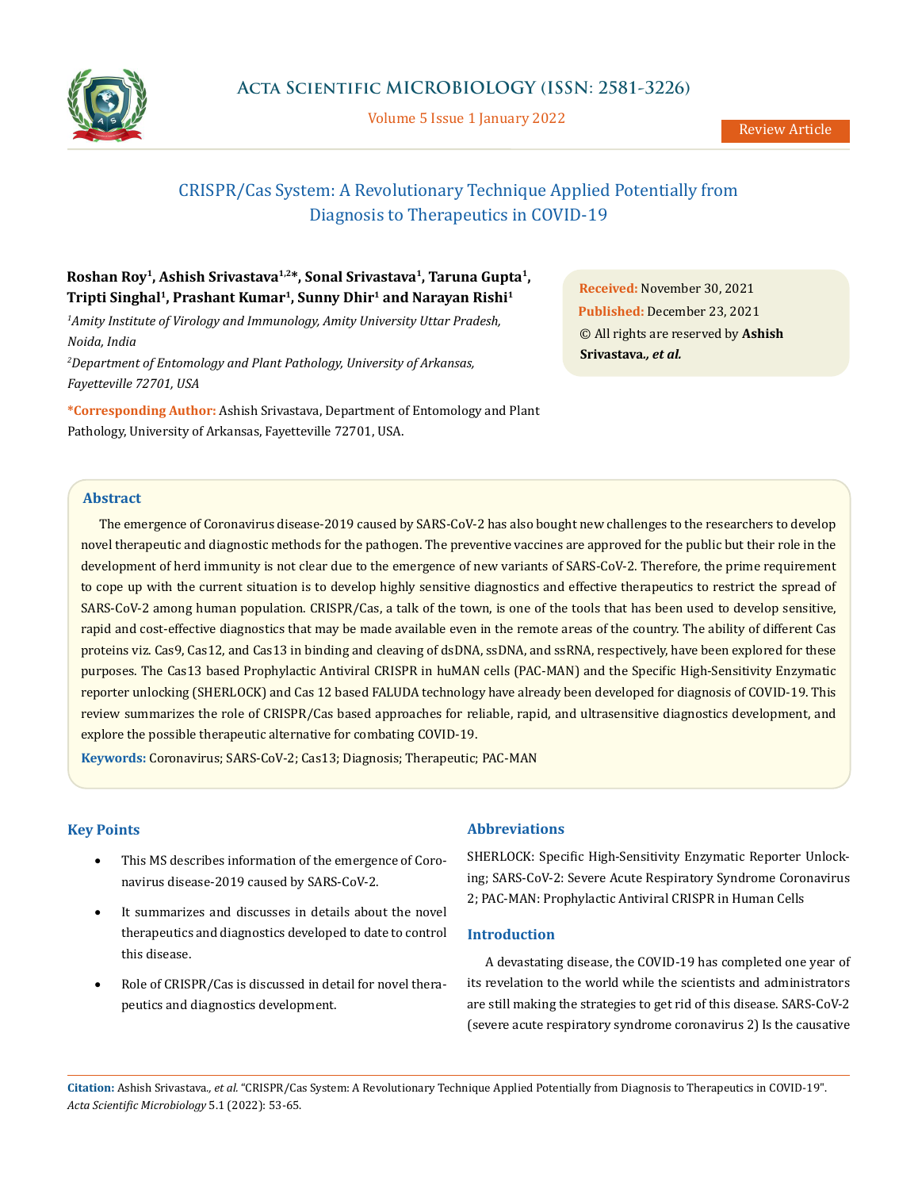# CRISPR/Cas System: A Revolutionary Technique Applied Potentially from Diagnosis to Therapeutics in COVID-19

**Roshan Roy[1], Ashish Srivastava[1,2]*, Sonal Srivastava[1], Taruna Gupta[1], Tripti Singhal[1], Prashant Kumar[1], Sunny Dhir[1] and Narayan Rishi[1]**

[1]*Amity Institute of Virology and Immunology, Amity University Uttar Pradesh, Noida, India*

[2]*Department of Entomology and Plant Pathology, University of Arkansas, Fayetteville 72701, USA*

**\*Corresponding Author:** Ashish Srivastava, Department of Entomology and Plant Pathology, University of Arkansas, Fayetteville 72701, USA.

**Received:** November 30, 2021
**Published:** December 23, 2021
© All rights are reserved by **Ashish Srivastava.*, et al.***

## Abstract

The emergence of Coronavirus disease-2019 caused by SARS-CoV-2 has also bought new challenges to the researchers to develop novel therapeutic and diagnostic methods for the pathogen. The preventive vaccines are approved for the public but their role in the development of herd immunity is not clear due to the emergence of new variants of SARS-CoV-2. Therefore, the prime requirement to cope up with the current situation is to develop highly sensitive diagnostics and effective therapeutics to restrict the spread of SARS-CoV-2 among human population. CRISPR/Cas, a talk of the town, is one of the tools that has been used to develop sensitive, rapid and cost-effective diagnostics that may be made available even in the remote areas of the country. The ability of different Cas proteins viz. Cas9, Cas12, and Cas13 in binding and cleaving of dsDNA, ssDNA, and ssRNA, respectively, have been explored for these purposes. The Cas13 based Prophylactic Antiviral CRISPR in huMAN cells (PAC-MAN) and the Specific High-Sensitivity Enzymatic reporter unlocking (SHERLOCK) and Cas 12 based FALUDA technology have already been developed for diagnosis of COVID-19. This review summarizes the role of CRISPR/Cas based approaches for reliable, rapid, and ultrasensitive diagnostics development, and explore the possible therapeutic alternative for combating COVID-19.

**Keywords:** Coronavirus; SARS-CoV-2; Cas13; Diagnosis; Therapeutic; PAC-MAN

## Key Points

- This MS describes information of the emergence of Coronavirus disease-2019 caused by SARS-CoV-2.
- It summarizes and discusses in details about the novel therapeutics and diagnostics developed to date to control this disease.
- Role of CRISPR/Cas is discussed in detail for novel therapeutics and diagnostics development.

## Abbreviations

SHERLOCK: Specific High-Sensitivity Enzymatic Reporter Unlocking; SARS-CoV-2: Severe Acute Respiratory Syndrome Coronavirus 2; PAC-MAN: Prophylactic Antiviral CRISPR in Human Cells

## Introduction

A devastating disease, the COVID-19 has completed one year of its revelation to the world while the scientists and administrators are still making the strategies to get rid of this disease. SARS-CoV-2 (severe acute respiratory syndrome coronavirus 2) Is the causative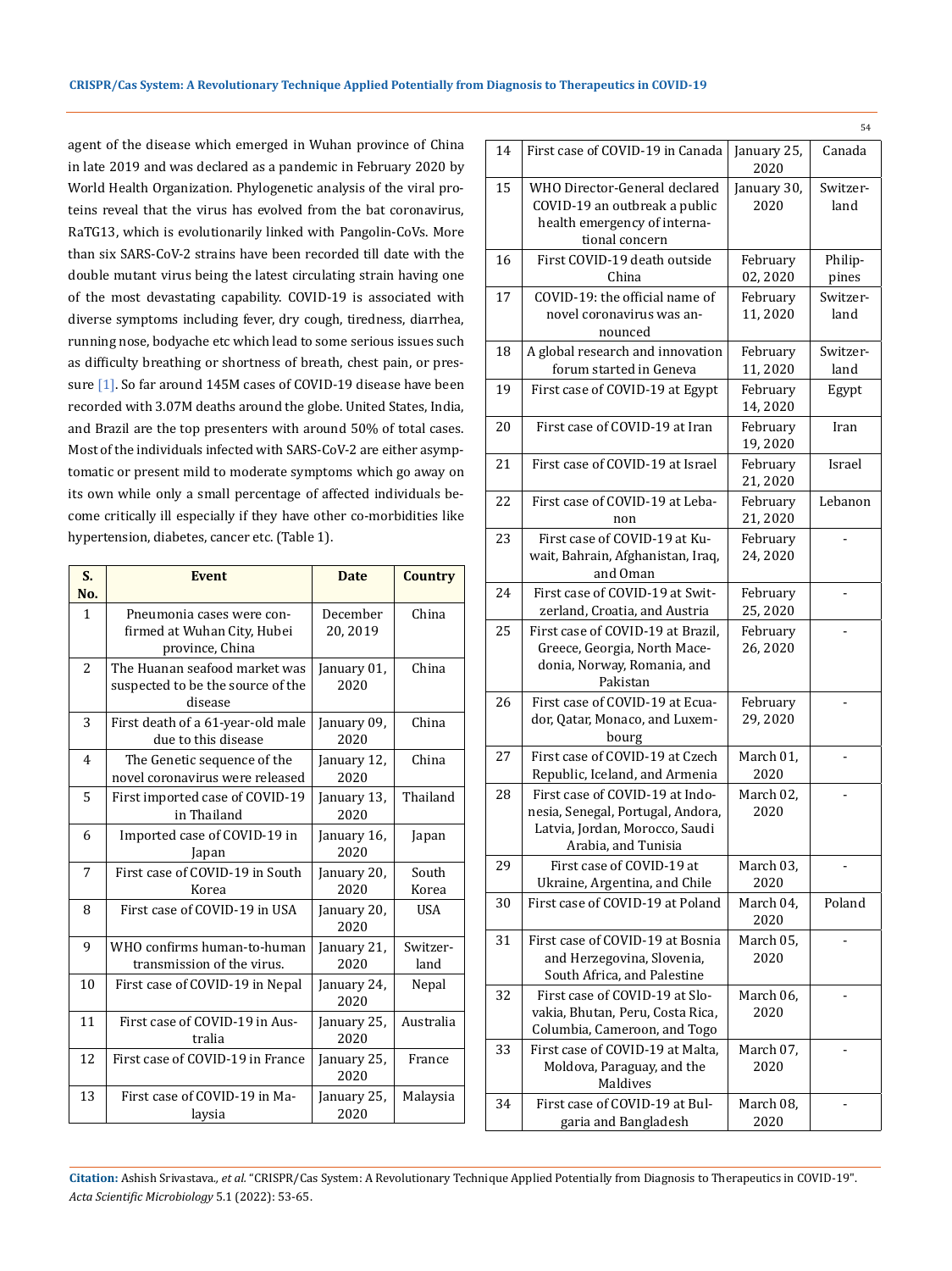agent of the disease which emerged in Wuhan province of China in late 2019 and was declared as a pandemic in February 2020 by World Health Organization. Phylogenetic analysis of the viral proteins reveal that the virus has evolved from the bat coronavirus, RaTG13, which is evolutionarily linked with Pangolin-CoVs. More than six SARS-CoV-2 strains have been recorded till date with the double mutant virus being the latest circulating strain having one of the most devastating capability. COVID-19 is associated with diverse symptoms including fever, dry cough, tiredness, diarrhea, running nose, bodyache etc which lead to some serious issues such as difficulty breathing or shortness of breath, chest pain, or pressure [1]. So far around 145M cases of COVID-19 disease have been recorded with 3.07M deaths around the globe. United States, India, and Brazil are the top presenters with around 50% of total cases. Most of the individuals infected with SARS-CoV-2 are either asymptomatic or present mild to moderate symptoms which go away on its own while only a small percentage of affected individuals become critically ill especially if they have other co-morbidities like hypertension, diabetes, cancer etc. (Table 1).

| S. No. | Event | Date | Country |
|---|---|---|---|
| 1 | Pneumonia cases were confirmed at Wuhan City, Hubei province, China | December 20, 2019 | China |
| 2 | The Huanan seafood market was suspected to be the source of the disease | January 01, 2020 | China |
| 3 | First death of a 61-year-old male due to this disease | January 09, 2020 | China |
| 4 | The Genetic sequence of the novel coronavirus were released | January 12, 2020 | China |
| 5 | First imported case of COVID-19 in Thailand | January 13, 2020 | Thailand |
| 6 | Imported case of COVID-19 in Japan | January 16, 2020 | Japan |
| 7 | First case of COVID-19 in South Korea | January 20, 2020 | South Korea |
| 8 | First case of COVID-19 in USA | January 20, 2020 | USA |
| 9 | WHO confirms human-to-human transmission of the virus. | January 21, 2020 | Switzerland |
| 10 | First case of COVID-19 in Nepal | January 24, 2020 | Nepal |
| 11 | First case of COVID-19 in Australia | January 25, 2020 | Australia |
| 12 | First case of COVID-19 in France | January 25, 2020 | France |
| 13 | First case of COVID-19 in Malaysia | January 25, 2020 | Malaysia |
| 14 | First case of COVID-19 in Canada | January 25, 2020 | Canada |
| 15 | WHO Director-General declared COVID-19 an outbreak a public health emergency of international concern | January 30, 2020 | Switzerland |
| 16 | First COVID-19 death outside China | February 02, 2020 | Philippines |
| 17 | COVID-19: the official name of novel coronavirus was announced | February 11, 2020 | Switzerland |
| 18 | A global research and innovation forum started in Geneva | February 11, 2020 | Switzerland |
| 19 | First case of COVID-19 at Egypt | February 14, 2020 | Egypt |
| 20 | First case of COVID-19 at Iran | February 19, 2020 | Iran |
| 21 | First case of COVID-19 at Israel | February 21, 2020 | Israel |
| 22 | First case of COVID-19 at Lebanon | February 21, 2020 | Lebanon |
| 23 | First case of COVID-19 at Kuwait, Bahrain, Afghanistan, Iraq, and Oman | February 24, 2020 | - |
| 24 | First case of COVID-19 at Switzerland, Croatia, and Austria | February 25, 2020 | - |
| 25 | First case of COVID-19 at Brazil, Greece, Georgia, North Macedonia, Norway, Romania, and Pakistan | February 26, 2020 | - |
| 26 | First case of COVID-19 at Ecuador, Qatar, Monaco, and Luxembourg | February 29, 2020 | - |
| 27 | First case of COVID-19 at Czech Republic, Iceland, and Armenia | March 01, 2020 | - |
| 28 | First case of COVID-19 at Indonesia, Senegal, Portugal, Andora, Latvia, Jordan, Morocco, Saudi Arabia, and Tunisia | March 02, 2020 | - |
| 29 | First case of COVID-19 at Ukraine, Argentina, and Chile | March 03, 2020 | - |
| 30 | First case of COVID-19 at Poland | March 04, 2020 | Poland |
| 31 | First case of COVID-19 at Bosnia and Herzegovina, Slovenia, South Africa, and Palestine | March 05, 2020 | - |
| 32 | First case of COVID-19 at Slovakia, Bhutan, Peru, Costa Rica, Columbia, Cameroon, and Togo | March 06, 2020 | - |
| 33 | First case of COVID-19 at Malta, Moldova, Paraguay, and the Maldives | March 07, 2020 | - |
| 34 | First case of COVID-19 at Bulgaria and Bangladesh | March 08, 2020 | - |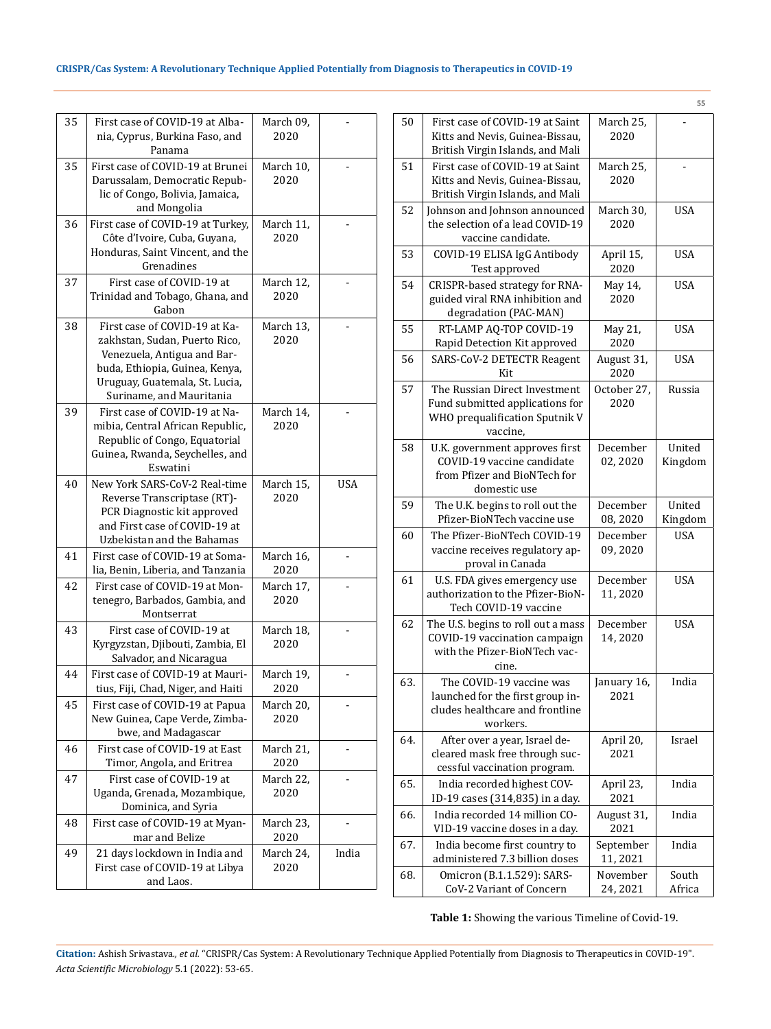| | | | |
|---|---|---|---|
| 35 | First case of COVID-19 at Albania, Cyprus, Burkina Faso, and Panama | March 09, 2020 | - |
| 35 | First case of COVID-19 at Brunei Darussalam, Democratic Republic of Congo, Bolivia, Jamaica, and Mongolia | March 10, 2020 | - |
| 36 | First case of COVID-19 at Turkey, Côte d'Ivoire, Cuba, Guyana, Honduras, Saint Vincent, and the Grenadines | March 11, 2020 | - |
| 37 | First case of COVID-19 at Trinidad and Tobago, Ghana, and Gabon | March 12, 2020 | - |
| 38 | First case of COVID-19 at Kazakhstan, Sudan, Puerto Rico, Venezuela, Antigua and Barbuda, Ethiopia, Guinea, Kenya, Uruguay, Guatemala, St. Lucia, Suriname, and Mauritania | March 13, 2020 | - |
| 39 | First case of COVID-19 at Namibia, Central African Republic, Republic of Congo, Equatorial Guinea, Rwanda, Seychelles, and Eswatini | March 14, 2020 | - |
| 40 | New York SARS-CoV-2 Real-time Reverse Transcriptase (RT)-PCR Diagnostic kit approved and First case of COVID-19 at Uzbekistan and the Bahamas | March 15, 2020 | USA |
| 41 | First case of COVID-19 at Somalia, Benin, Liberia, and Tanzania | March 16, 2020 | - |
| 42 | First case of COVID-19 at Montenegro, Barbados, Gambia, and Montserrat | March 17, 2020 | - |
| 43 | First case of COVID-19 at Kyrgyzstan, Djibouti, Zambia, El Salvador, and Nicaragua | March 18, 2020 | - |
| 44 | First case of COVID-19 at Mauritius, Fiji, Chad, Niger, and Haiti | March 19, 2020 | - |
| 45 | First case of COVID-19 at Papua New Guinea, Cape Verde, Zimbabwe, and Madagascar | March 20, 2020 | - |
| 46 | First case of COVID-19 at East Timor, Angola, and Eritrea | March 21, 2020 | - |
| 47 | First case of COVID-19 at Uganda, Grenada, Mozambique, Dominica, and Syria | March 22, 2020 | - |
| 48 | First case of COVID-19 at Myanmar and Belize | March 23, 2020 | - |
| 49 | 21 days lockdown in India and First case of COVID-19 at Libya and Laos. | March 24, 2020 | India |
| 50 | First case of COVID-19 at Saint Kitts and Nevis, Guinea-Bissau, British Virgin Islands, and Mali | March 25, 2020 | - |
| 51 | First case of COVID-19 at Saint Kitts and Nevis, Guinea-Bissau, British Virgin Islands, and Mali | March 25, 2020 | - |
| 52 | Johnson and Johnson announced the selection of a lead COVID-19 vaccine candidate. | March 30, 2020 | USA |
| 53 | COVID-19 ELISA IgG Antibody Test approved | April 15, 2020 | USA |
| 54 | CRISPR-based strategy for RNA-guided viral RNA inhibition and degradation (PAC-MAN) | May 14, 2020 | USA |
| 55 | RT-LAMP AQ-TOP COVID-19 Rapid Detection Kit approved | May 21, 2020 | USA |
| 56 | SARS-CoV-2 DETECTR Reagent Kit | August 31, 2020 | USA |
| 57 | The Russian Direct Investment Fund submitted applications for WHO prequalification Sputnik V vaccine, | October 27, 2020 | Russia |
| 58 | U.K. government approves first COVID-19 vaccine candidate from Pfizer and BioNTech for domestic use | December 02, 2020 | United Kingdom |
| 59 | The U.K. begins to roll out the Pfizer-BioNTech vaccine use | December 08, 2020 | United Kingdom |
| 60 | The Pfizer-BioNTech COVID-19 vaccine receives regulatory approval in Canada | December 09, 2020 | USA |
| 61 | U.S. FDA gives emergency use authorization to the Pfizer-BioNTech COVID-19 vaccine | December 11, 2020 | USA |
| 62 | The U.S. begins to roll out a mass COVID-19 vaccination campaign with the Pfizer-BioNTech vaccine. | December 14, 2020 | USA |
| 63. | The COVID-19 vaccine was launched for the first group includes healthcare and frontline workers. | January 16, 2021 | India |
| 64. | After over a year, Israel decleared mask free through successful vaccination program. | April 20, 2021 | Israel |
| 65. | India recorded highest COVID-19 cases (314,835) in a day. | April 23, 2021 | India |
| 66. | India recorded 14 million COVID-19 vaccine doses in a day. | August 31, 2021 | India |
| 67. | India become first country to administered 7.3 billion doses | September 11, 2021 | India |
| 68. | Omicron (B.1.1.529): SARS-CoV-2 Variant of Concern | November 24, 2021 | South Africa |

**Table 1:** Showing the various Timeline of Covid-19.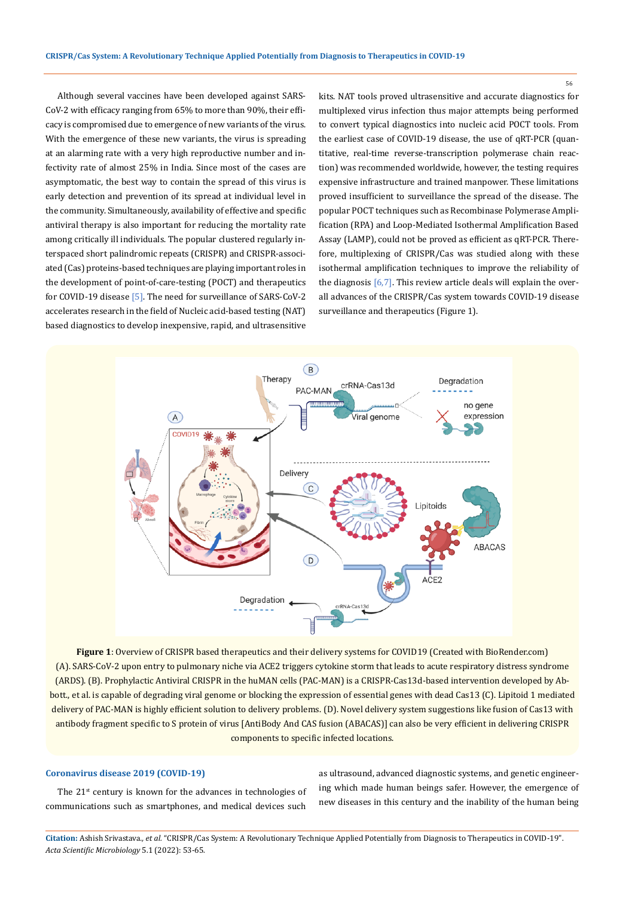Although several vaccines have been developed against SARS-CoV-2 with efficacy ranging from 65% to more than 90%, their efficacy is compromised due to emergence of new variants of the virus. With the emergence of these new variants, the virus is spreading at an alarming rate with a very high reproductive number and infectivity rate of almost 25% in India. Since most of the cases are asymptomatic, the best way to contain the spread of this virus is early detection and prevention of its spread at individual level in the community. Simultaneously, availability of effective and specific antiviral therapy is also important for reducing the mortality rate among critically ill individuals. The popular clustered regularly interspaced short palindromic repeats (CRISPR) and CRISPR-associated (Cas) proteins-based techniques are playing important roles in the development of point-of-care-testing (POCT) and therapeutics for COVID-19 disease [5]. The need for surveillance of SARS-CoV-2 accelerates research in the field of Nucleic acid-based testing (NAT) based diagnostics to develop inexpensive, rapid, and ultrasensitive kits. NAT tools proved ultrasensitive and accurate diagnostics for multiplexed virus infection thus major attempts being performed to convert typical diagnostics into nucleic acid POCT tools. From the earliest case of COVID-19 disease, the use of qRT-PCR (quantitative, real-time reverse-transcription polymerase chain reaction) was recommended worldwide, however, the testing requires expensive infrastructure and trained manpower. These limitations proved insufficient to surveillance the spread of the disease. The popular POCT techniques such as Recombinase Polymerase Amplification (RPA) and Loop-Mediated Isothermal Amplification Based Assay (LAMP), could not be proved as efficient as qRT-PCR. Therefore, multiplexing of CRISPR/Cas was studied along with these isothermal amplification techniques to improve the reliability of the diagnosis [6,7]. This review article deals will explain the overall advances of the CRISPR/Cas system towards COVID-19 disease surveillance and therapeutics (Figure 1).

**Figure 1**: Overview of CRISPR based therapeutics and their delivery systems for COVID19 (Created with BioRender.com) (A). SARS-CoV-2 upon entry to pulmonary niche via ACE2 triggers cytokine storm that leads to acute respiratory distress syndrome (ARDS). (B). Prophylactic Antiviral CRISPR in the huMAN cells (PAC-MAN) is a CRISPR-Cas13d-based intervention developed by Abbott., et al. is capable of degrading viral genome or blocking the expression of essential genes with dead Cas13 (C). Lipitoid 1 mediated delivery of PAC-MAN is highly efficient solution to delivery problems. (D). Novel delivery system suggestions like fusion of Cas13 with antibody fragment specific to S protein of virus [AntiBody And CAS fusion (ABACAS)] can also be very efficient in delivering CRISPR components to specific infected locations.

## Coronavirus disease 2019 (COVID-19)

The 21$^{st}$ century is known for the advances in technologies of communications such as smartphones, and medical devices such as ultrasound, advanced diagnostic systems, and genetic engineering which made human beings safer. However, the emergence of new diseases in this century and the inability of the human being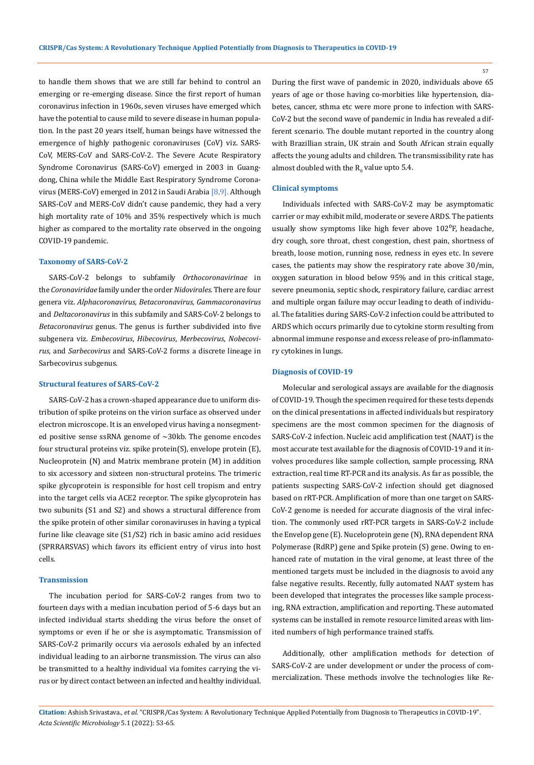to handle them shows that we are still far behind to control an emerging or re-emerging disease. Since the first report of human coronavirus infection in 1960s, seven viruses have emerged which have the potential to cause mild to severe disease in human population. In the past 20 years itself, human beings have witnessed the emergence of highly pathogenic coronaviruses (CoV) viz. SARS-CoV, MERS-CoV and SARS-CoV-2. The Severe Acute Respiratory Syndrome Coronavirus (SARS-CoV) emerged in 2003 in Guangdong, China while the Middle East Respiratory Syndrome Coronavirus (MERS-CoV) emerged in 2012 in Saudi Arabia [8,9]. Although SARS-CoV and MERS-CoV didn't cause pandemic, they had a very high mortality rate of 10% and 35% respectively which is much higher as compared to the mortality rate observed in the ongoing COVID-19 pandemic.

### Taxonomy of SARS-CoV-2

SARS-CoV-2 belongs to subfamily *Orthocoronavirinae* in the *Coronaviridae* family under the order *Nidovirales*. There are four genera viz. *Alphacoronavirus, Betacoronavirus, Gammacoronavirus* and *Deltacoronavirus* in this subfamily and SARS-CoV-2 belongs to *Betacoronavirus* genus. The genus is further subdivided into five subgenera viz. *Embecovirus*, *Hibecovirus*, *Merbecovirus*, *Nobecovirus*, and *Sarbecovirus* and SARS-CoV-2 forms a discrete lineage in Sarbecovirus subgenus.

### Structural features of SARS-CoV-2

SARS-CoV-2 has a crown-shaped appearance due to uniform distribution of spike proteins on the virion surface as observed under electron microscope. It is an enveloped virus having a nonsegmented positive sense ssRNA genome of ~30kb. The genome encodes four structural proteins viz. spike protein(S), envelope protein (E), Nucleoprotein (N) and Matrix membrane protein (M) in addition to six accessory and sixteen non-structural proteins. The trimeric spike glycoprotein is responsible for host cell tropism and entry into the target cells via ACE2 receptor. The spike glycoprotein has two subunits (S1 and S2) and shows a structural difference from the spike protein of other similar coronaviruses in having a typical furine like cleavage site (S1/S2) rich in basic amino acid residues (SPRRARSVAS) which favors its efficient entry of virus into host cells.

### Transmission

The incubation period for SARS-CoV-2 ranges from two to fourteen days with a median incubation period of 5-6 days but an infected individual starts shedding the virus before the onset of symptoms or even if he or she is asymptomatic. Transmission of SARS-CoV-2 primarily occurs via aerosols exhaled by an infected individual leading to an airborne transmission. The virus can also be transmitted to a healthy individual via fomites carrying the virus or by direct contact between an infected and healthy individual. During the first wave of pandemic in 2020, individuals above 65 years of age or those having co-morbities like hypertension, diabetes, cancer, sthma etc were more prone to infection with SARS-CoV-2 but the second wave of pandemic in India has revealed a different scenario. The double mutant reported in the country along with Brazillian strain, UK strain and South African strain equally affects the young adults and children. The transmissibility rate has almost doubled with the $R_0$ value upto 5.4.

### Clinical symptoms

Individuals infected with SARS-CoV-2 may be asymptomatic carrier or may exhibit mild, moderate or severe ARDS. The patients usually show symptoms like high fever above $102^0$F, headache, dry cough, sore throat, chest congestion, chest pain, shortness of breath, loose motion, running nose, redness in eyes etc. In severe cases, the patients may show the respiratory rate above 30/min, oxygen saturation in blood below 95% and in this critical stage, severe pneumonia, septic shock, respiratory failure, cardiac arrest and multiple organ failure may occur leading to death of individual. The fatalities during SARS-CoV-2 infection could be attributed to ARDS which occurs primarily due to cytokine storm resulting from abnormal immune response and excess release of pro-inflammatory cytokines in lungs.

### Diagnosis of COVID-19

Molecular and serological assays are available for the diagnosis of COVID-19. Though the specimen required for these tests depends on the clinical presentations in affected individuals but respiratory specimens are the most common specimen for the diagnosis of SARS-CoV-2 infection. Nucleic acid amplification test (NAAT) is the most accurate test available for the diagnosis of COVID-19 and it involves procedures like sample collection, sample processing, RNA extraction, real time RT-PCR and its analysis. As far as possible, the patients suspecting SARS-CoV-2 infection should get diagnosed based on rRT-PCR. Amplification of more than one target on SARS-CoV-2 genome is needed for accurate diagnosis of the viral infection. The commonly used rRT-PCR targets in SARS-CoV-2 include the Envelop gene (E). Nuceloprotein gene (N), RNA dependent RNA Polymerase (RdRP) gene and Spike protein (S) gene. Owing to enhanced rate of mutation in the viral genome, at least three of the mentioned targets must be included in the diagnosis to avoid any false negative results. Recently, fully automated NAAT system has been developed that integrates the processes like sample processing, RNA extraction, amplification and reporting. These automated systems can be installed in remote resource limited areas with limited numbers of high performance trained staffs.

Additionally, other amplification methods for detection of SARS-CoV-2 are under development or under the process of commercialization. These methods involve the technologies like Re-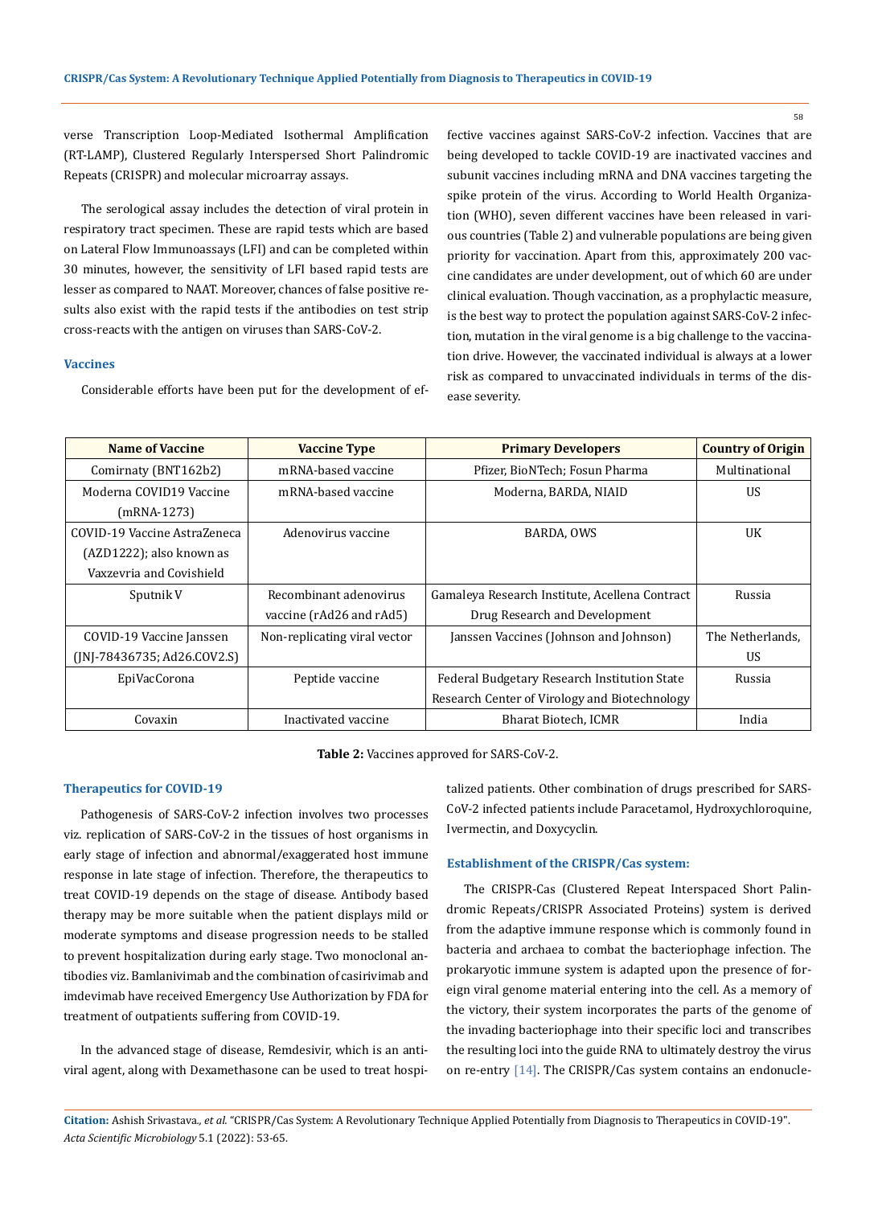verse Transcription Loop-Mediated Isothermal Amplification (RT-LAMP), Clustered Regularly Interspersed Short Palindromic Repeats (CRISPR) and molecular microarray assays.

The serological assay includes the detection of viral protein in respiratory tract specimen. These are rapid tests which are based on Lateral Flow Immunoassays (LFI) and can be completed within 30 minutes, however, the sensitivity of LFI based rapid tests are lesser as compared to NAAT. Moreover, chances of false positive results also exist with the rapid tests if the antibodies on test strip cross-reacts with the antigen on viruses than SARS-CoV-2.

### Vaccines

Considerable efforts have been put for the development of effective vaccines against SARS-CoV-2 infection. Vaccines that are being developed to tackle COVID-19 are inactivated vaccines and subunit vaccines including mRNA and DNA vaccines targeting the spike protein of the virus. According to World Health Organization (WHO), seven different vaccines have been released in various countries (Table 2) and vulnerable populations are being given priority for vaccination. Apart from this, approximately 200 vaccine candidates are under development, out of which 60 are under clinical evaluation. Though vaccination, as a prophylactic measure, is the best way to protect the population against SARS-CoV-2 infection, mutation in the viral genome is a big challenge to the vaccination drive. However, the vaccinated individual is always at a lower risk as compared to unvaccinated individuals in terms of the disease severity.

| Name of Vaccine | Vaccine Type | Primary Developers | Country of Origin |
|---|---|---|---|
| Comirnaty (BNT162b2) | mRNA-based vaccine | Pfizer, BioNTech; Fosun Pharma | Multinational |
| Moderna COVID19 Vaccine (mRNA-1273) | mRNA-based vaccine | Moderna, BARDA, NIAID | US |
| COVID-19 Vaccine AstraZeneca (AZD1222); also known as Vaxzevria and Covishield | Adenovirus vaccine | BARDA, OWS | UK |
| Sputnik V | Recombinant adenovirus vaccine (rAd26 and rAd5) | Gamaleya Research Institute, Acellena Contract Drug Research and Development | Russia |
| COVID-19 Vaccine Janssen (JNJ-78436735; Ad26.COV2.S) | Non-replicating viral vector | Janssen Vaccines (Johnson and Johnson) | The Netherlands, US |
| EpiVacCorona | Peptide vaccine | Federal Budgetary Research Institution State Research Center of Virology and Biotechnology | Russia |
| Covaxin | Inactivated vaccine | Bharat Biotech, ICMR | India |

**Table 2:** Vaccines approved for SARS-CoV-2.

### Therapeutics for COVID-19

Pathogenesis of SARS-CoV-2 infection involves two processes viz. replication of SARS-CoV-2 in the tissues of host organisms in early stage of infection and abnormal/exaggerated host immune response in late stage of infection. Therefore, the therapeutics to treat COVID-19 depends on the stage of disease. Antibody based therapy may be more suitable when the patient displays mild or moderate symptoms and disease progression needs to be stalled to prevent hospitalization during early stage. Two monoclonal antibodies viz. Bamlanivimab and the combination of casirivimab and imdevimab have received Emergency Use Authorization by FDA for treatment of outpatients suffering from COVID-19.

In the advanced stage of disease, Remdesivir, which is an antiviral agent, along with Dexamethasone can be used to treat hospitalized patients. Other combination of drugs prescribed for SARS-CoV-2 infected patients include Paracetamol, Hydroxychloroquine, Ivermectin, and Doxycyclin.

### Establishment of the CRISPR/Cas system:

The CRISPR-Cas (Clustered Repeat Interspaced Short Palindromic Repeats/CRISPR Associated Proteins) system is derived from the adaptive immune response which is commonly found in bacteria and archaea to combat the bacteriophage infection. The prokaryotic immune system is adapted upon the presence of foreign viral genome material entering into the cell. As a memory of the victory, their system incorporates the parts of the genome of the invading bacteriophage into their specific loci and transcribes the resulting loci into the guide RNA to ultimately destroy the virus on re-entry [14]. The CRISPR/Cas system contains an endonucle-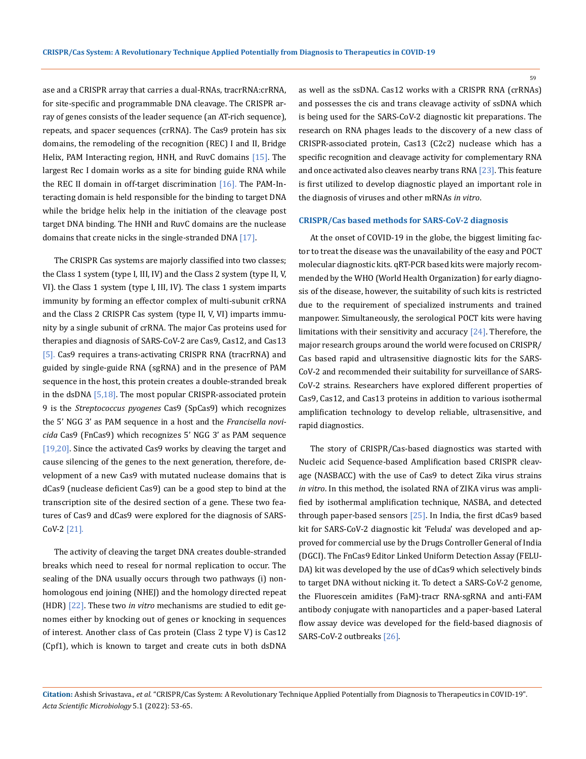ase and a CRISPR array that carries a dual-RNAs, tracrRNA:crRNA, for site-specific and programmable DNA cleavage. The CRISPR array of genes consists of the leader sequence (an AT-rich sequence), repeats, and spacer sequences (crRNA). The Cas9 protein has six domains, the remodeling of the recognition (REC) I and II, Bridge Helix, PAM Interacting region, HNH, and RuvC domains [15]. The largest Rec I domain works as a site for binding guide RNA while the REC II domain in off-target discrimination [16]. The PAM-Interacting domain is held responsible for the binding to target DNA while the bridge helix help in the initiation of the cleavage post target DNA binding. The HNH and RuvC domains are the nuclease domains that create nicks in the single-stranded DNA [17].

The CRISPR Cas systems are majorly classified into two classes; the Class 1 system (type I, III, IV) and the Class 2 system (type II, V, VI). the Class 1 system (type I, III, IV). The class 1 system imparts immunity by forming an effector complex of multi-subunit crRNA and the Class 2 CRISPR Cas system (type II, V, VI) imparts immunity by a single subunit of crRNA. The major Cas proteins used for therapies and diagnosis of SARS-CoV-2 are Cas9, Cas12, and Cas13 [5]. Cas9 requires a trans-activating CRISPR RNA (tracrRNA) and guided by single-guide RNA (sgRNA) and in the presence of PAM sequence in the host, this protein creates a double-stranded break in the dsDNA [5,18]. The most popular CRISPR-associated protein 9 is the *Streptococcus pyogenes* Cas9 (SpCas9) which recognizes the 5' NGG 3' as PAM sequence in a host and the *Francisella novicida* Cas9 (FnCas9) which recognizes 5' NGG 3' as PAM sequence [19,20]. Since the activated Cas9 works by cleaving the target and cause silencing of the genes to the next generation, therefore, development of a new Cas9 with mutated nuclease domains that is dCas9 (nuclease deficient Cas9) can be a good step to bind at the transcription site of the desired section of a gene. These two features of Cas9 and dCas9 were explored for the diagnosis of SARS-CoV-2 [21].

The activity of cleaving the target DNA creates double-stranded breaks which need to reseal for normal replication to occur. The sealing of the DNA usually occurs through two pathways (i) non-homologous end joining (NHEJ) and the homology directed repeat (HDR) [22]. These two *in vitro* mechanisms are studied to edit genomes either by knocking out of genes or knocking in sequences of interest. Another class of Cas protein (Class 2 type V) is Cas12 (Cpf1), which is known to target and create cuts in both dsDNA as well as the ssDNA. Cas12 works with a CRISPR RNA (crRNAs) and possesses the cis and trans cleavage activity of ssDNA which is being used for the SARS-CoV-2 diagnostic kit preparations. The research on RNA phages leads to the discovery of a new class of CRISPR-associated protein, Cas13 (C2c2) nuclease which has a specific recognition and cleavage activity for complementary RNA and once activated also cleaves nearby trans RNA [23]. This feature is first utilized to develop diagnostic played an important role in the diagnosis of viruses and other mRNAs *in vitro*.

### CRISPR/Cas based methods for SARS-CoV-2 diagnosis

At the onset of COVID-19 in the globe, the biggest limiting factor to treat the disease was the unavailability of the easy and POCT molecular diagnostic kits. qRT-PCR based kits were majorly recommended by the WHO (World Health Organization) for early diagnosis of the disease, however, the suitability of such kits is restricted due to the requirement of specialized instruments and trained manpower. Simultaneously, the serological POCT kits were having limitations with their sensitivity and accuracy [24]. Therefore, the major research groups around the world were focused on CRISPR/Cas based rapid and ultrasensitive diagnostic kits for the SARS-CoV-2 and recommended their suitability for surveillance of SARS-CoV-2 strains. Researchers have explored different properties of Cas9, Cas12, and Cas13 proteins in addition to various isothermal amplification technology to develop reliable, ultrasensitive, and rapid diagnostics.

The story of CRISPR/Cas-based diagnostics was started with Nucleic acid Sequence-based Amplification based CRISPR cleavage (NASBACC) with the use of Cas9 to detect Zika virus strains *in vitro*. In this method, the isolated RNA of ZIKA virus was amplified by isothermal amplification technique, NASBA, and detected through paper-based sensors [25]. In India, the first dCas9 based kit for SARS-CoV-2 diagnostic kit 'Feluda' was developed and approved for commercial use by the Drugs Controller General of India (DGCI). The FnCas9 Editor Linked Uniform Detection Assay (FELUDA) kit was developed by the use of dCas9 which selectively binds to target DNA without nicking it. To detect a SARS-CoV-2 genome, the Fluorescein amidites (FaM)-tracr RNA-sgRNA and anti-FAM antibody conjugate with nanoparticles and a paper-based Lateral flow assay device was developed for the field-based diagnosis of SARS-CoV-2 outbreaks [26].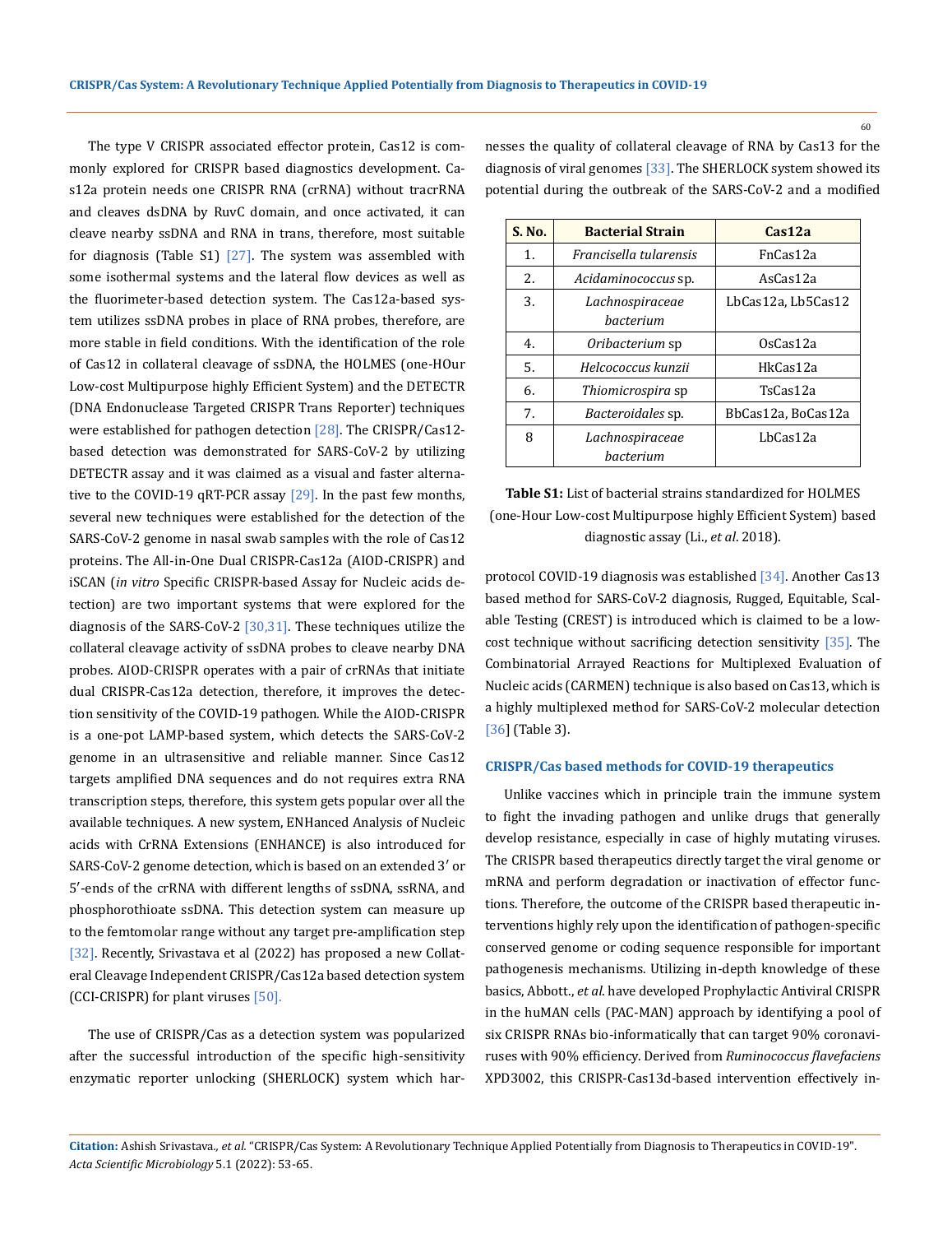The type V CRISPR associated effector protein, Cas12 is commonly explored for CRISPR based diagnostics development. Cas12a protein needs one CRISPR RNA (crRNA) without tracrRNA and cleaves dsDNA by RuvC domain, and once activated, it can cleave nearby ssDNA and RNA in trans, therefore, most suitable for diagnosis (Table S1) [27]. The system was assembled with some isothermal systems and the lateral flow devices as well as the fluorimeter-based detection system. The Cas12a-based system utilizes ssDNA probes in place of RNA probes, therefore, are more stable in field conditions. With the identification of the role of Cas12 in collateral cleavage of ssDNA, the HOLMES (one-HOur Low-cost Multipurpose highly Efficient System) and the DETECTR (DNA Endonuclease Targeted CRISPR Trans Reporter) techniques were established for pathogen detection [28]. The CRISPR/Cas12-based detection was demonstrated for SARS-CoV-2 by utilizing DETECTR assay and it was claimed as a visual and faster alternative to the COVID-19 qRT-PCR assay [29]. In the past few months, several new techniques were established for the detection of the SARS-CoV-2 genome in nasal swab samples with the role of Cas12 proteins. The All-in-One Dual CRISPR-Cas12a (AIOD-CRISPR) and iSCAN (*in vitro* Specific CRISPR-based Assay for Nucleic acids detection) are two important systems that were explored for the diagnosis of the SARS-CoV-2 [30,31]. These techniques utilize the collateral cleavage activity of ssDNA probes to cleave nearby DNA probes. AIOD-CRISPR operates with a pair of crRNAs that initiate dual CRISPR-Cas12a detection, therefore, it improves the detection sensitivity of the COVID-19 pathogen. While the AIOD-CRISPR is a one-pot LAMP-based system, which detects the SARS-CoV-2 genome in an ultrasensitive and reliable manner. Since Cas12 targets amplified DNA sequences and do not requires extra RNA transcription steps, therefore, this system gets popular over all the available techniques. A new system, ENHanced Analysis of Nucleic acids with CrRNA Extensions (ENHANCE) is also introduced for SARS-CoV-2 genome detection, which is based on an extended 3′ or 5′-ends of the crRNA with different lengths of ssDNA, ssRNA, and phosphorothioate ssDNA. This detection system can measure up to the femtomolar range without any target pre-amplification step [32]. Recently, Srivastava et al (2022) has proposed a new Collateral Cleavage Independent CRISPR/Cas12a based detection system (CCI-CRISPR) for plant viruses [50].

The use of CRISPR/Cas as a detection system was popularized after the successful introduction of the specific high-sensitivity enzymatic reporter unlocking (SHERLOCK) system which harnesses the quality of collateral cleavage of RNA by Cas13 for the diagnosis of viral genomes [33]. The SHERLOCK system showed its potential during the outbreak of the SARS-CoV-2 and a modified protocol COVID-19 diagnosis was established [34]. Another Cas13 based method for SARS-CoV-2 diagnosis, Rugged, Equitable, Scalable Testing (CREST) is introduced which is claimed to be a low-cost technique without sacrificing detection sensitivity [35]. The Combinatorial Arrayed Reactions for Multiplexed Evaluation of Nucleic acids (CARMEN) technique is also based on Cas13, which is a highly multiplexed method for SARS-CoV-2 molecular detection [36] (Table 3).

| S. No. | Bacterial Strain | Cas12a |
|---|---|---|
| 1. | *Francisella tularensis* | FnCas12a |
| 2. | *Acidaminococcus* sp. | AsCas12a |
| 3. | *Lachnospiraceae bacterium* | LbCas12a, Lb5Cas12 |
| 4. | *Oribacterium* sp | OsCas12a |
| 5. | *Helcococcus kunzii* | HkCas12a |
| 6. | *Thiomicrospira* sp | TsCas12a |
| 7. | *Bacteroidales* sp. | BbCas12a, BoCas12a |
| 8 | *Lachnospiraceae bacterium* | LbCas12a |

**Table S1:** List of bacterial strains standardized for HOLMES (one-Hour Low-cost Multipurpose highly Efficient System) based diagnostic assay (Li., *et al*. 2018).

### CRISPR/Cas based methods for COVID-19 therapeutics

Unlike vaccines which in principle train the immune system to fight the invading pathogen and unlike drugs that generally develop resistance, especially in case of highly mutating viruses. The CRISPR based therapeutics directly target the viral genome or mRNA and perform degradation or inactivation of effector functions. Therefore, the outcome of the CRISPR based therapeutic interventions highly rely upon the identification of pathogen-specific conserved genome or coding sequence responsible for important pathogenesis mechanisms. Utilizing in-depth knowledge of these basics, Abbott., *et al*. have developed Prophylactic Antiviral CRISPR in the huMAN cells (PAC-MAN) approach by identifying a pool of six CRISPR RNAs bio-informatically that can target 90% coronaviruses with 90% efficiency. Derived from *Ruminococcus flavefaciens* XPD3002, this CRISPR-Cas13d-based intervention effectively in-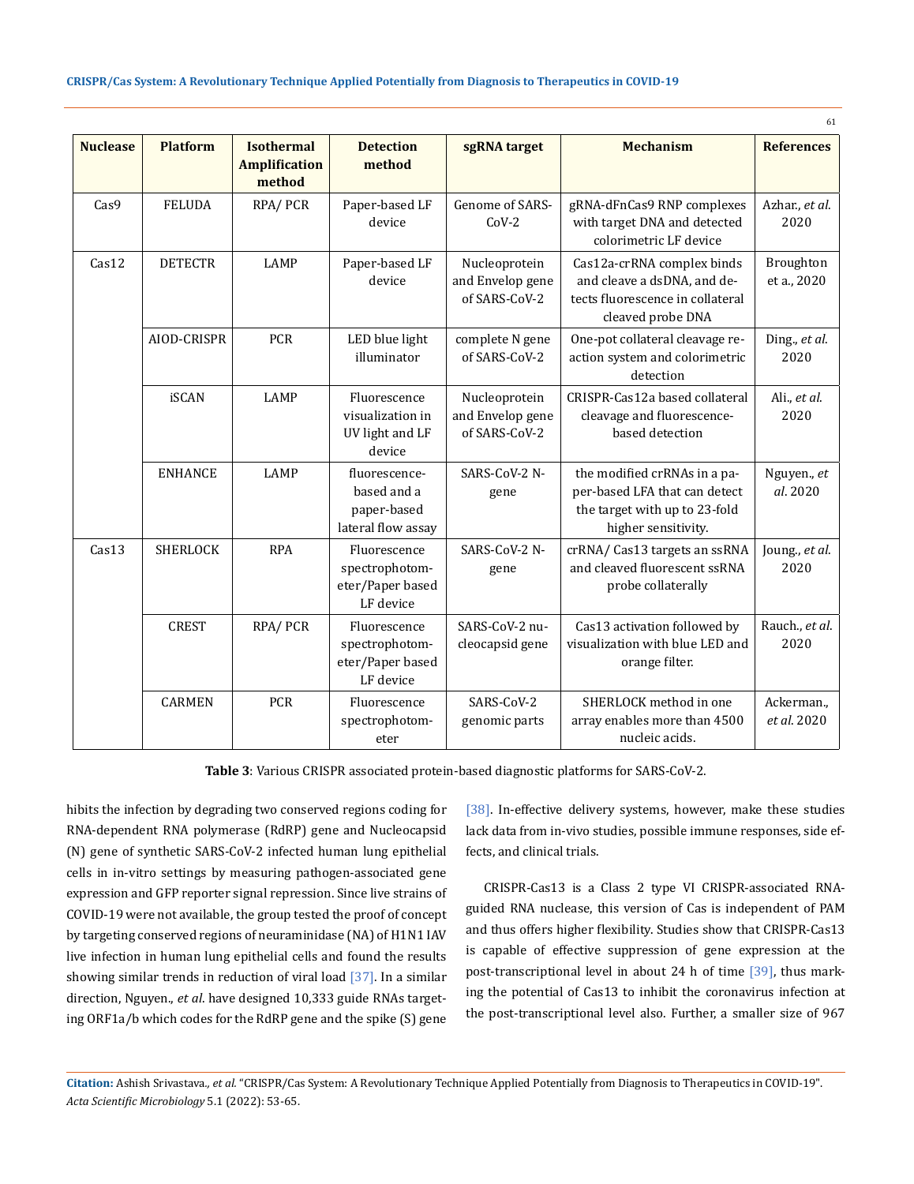| Nuclease | Platform | Isothermal Amplification method | Detection method | sgRNA target | Mechanism | References |
|---|---|---|---|---|---|---|
| Cas9 | FELUDA | RPA/ PCR | Paper-based LF device | Genome of SARS-CoV-2 | gRNA-dFnCas9 RNP complexes with target DNA and detected colorimetric LF device | Azhar., *et al.* 2020 |
| Cas12 | DETECTR | LAMP | Paper-based LF device | Nucleoprotein and Envelop gene of SARS-CoV-2 | Cas12a-crRNA complex binds and cleave a dsDNA, and detects fluorescence in collateral cleaved probe DNA | Broughton et a., 2020 |
| | AIOD-CRISPR | PCR | LED blue light illuminator | complete N gene of SARS-CoV-2 | One-pot collateral cleavage reaction system and colorimetric detection | Ding., *et al.* 2020 |
| | iSCAN | LAMP | Fluorescence visualization in UV light and LF device | Nucleoprotein and Envelop gene of SARS-CoV-2 | CRISPR-Cas12a based collateral cleavage and fluorescence-based detection | Ali., *et al.* 2020 |
| | ENHANCE | LAMP | fluorescence-based and a paper-based lateral flow assay | SARS-CoV-2 N-gene | the modified crRNAs in a paper-based LFA that can detect the target with up to 23-fold higher sensitivity. | Nguyen., *et al.* 2020 |
| Cas13 | SHERLOCK | RPA | Fluorescence spectrophotometer/Paper based LF device | SARS-CoV-2 N-gene | crRNA/ Cas13 targets an ssRNA and cleaved fluorescent ssRNA probe collaterally | Joung., *et al.* 2020 |
| | CREST | RPA/ PCR | Fluorescence spectrophotometer/Paper based LF device | SARS-CoV-2 nucleocapsid gene | Cas13 activation followed by visualization with blue LED and orange filter. | Rauch., *et al.* 2020 |
| | CARMEN | PCR | Fluorescence spectrophotometer | SARS-CoV-2 genomic parts | SHERLOCK method in one array enables more than 4500 nucleic acids. | Ackerman., *et al.* 2020 |

**Table 3**: Various CRISPR associated protein-based diagnostic platforms for SARS-CoV-2.

hibits the infection by degrading two conserved regions coding for RNA-dependent RNA polymerase (RdRP) gene and Nucleocapsid (N) gene of synthetic SARS-CoV-2 infected human lung epithelial cells in in-vitro settings by measuring pathogen-associated gene expression and GFP reporter signal repression. Since live strains of COVID-19 were not available, the group tested the proof of concept by targeting conserved regions of neuraminidase (NA) of H1N1 IAV live infection in human lung epithelial cells and found the results showing similar trends in reduction of viral load [37]. In a similar direction, Nguyen., *et al*. have designed 10,333 guide RNAs targeting ORF1a/b which codes for the RdRP gene and the spike (S) gene [38]. In-effective delivery systems, however, make these studies lack data from in-vivo studies, possible immune responses, side effects, and clinical trials.

CRISPR-Cas13 is a Class 2 type VI CRISPR-associated RNA-guided RNA nuclease, this version of Cas is independent of PAM and thus offers higher flexibility. Studies show that CRISPR-Cas13 is capable of effective suppression of gene expression at the post-transcriptional level in about 24 h of time [39], thus marking the potential of Cas13 to inhibit the coronavirus infection at the post-transcriptional level also. Further, a smaller size of 967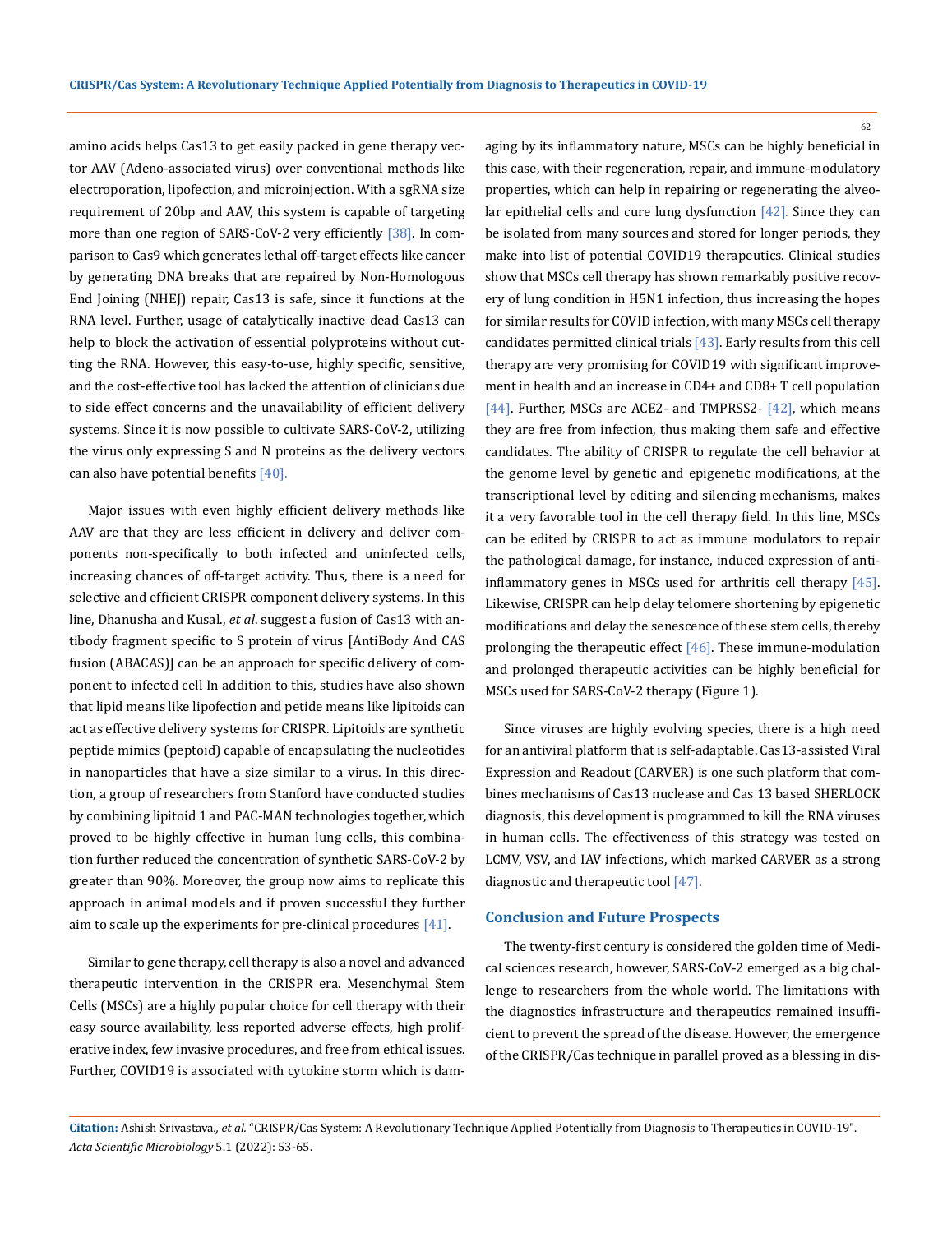amino acids helps Cas13 to get easily packed in gene therapy vector AAV (Adeno-associated virus) over conventional methods like electroporation, lipofection, and microinjection. With a sgRNA size requirement of 20bp and AAV, this system is capable of targeting more than one region of SARS-CoV-2 very efficiently [38]. In comparison to Cas9 which generates lethal off-target effects like cancer by generating DNA breaks that are repaired by Non-Homologous End Joining (NHEJ) repair, Cas13 is safe, since it functions at the RNA level. Further, usage of catalytically inactive dead Cas13 can help to block the activation of essential polyproteins without cutting the RNA. However, this easy-to-use, highly specific, sensitive, and the cost-effective tool has lacked the attention of clinicians due to side effect concerns and the unavailability of efficient delivery systems. Since it is now possible to cultivate SARS-CoV-2, utilizing the virus only expressing S and N proteins as the delivery vectors can also have potential benefits [40].

Major issues with even highly efficient delivery methods like AAV are that they are less efficient in delivery and deliver components non-specifically to both infected and uninfected cells, increasing chances of off-target activity. Thus, there is a need for selective and efficient CRISPR component delivery systems. In this line, Dhanusha and Kusal., *et al*. suggest a fusion of Cas13 with antibody fragment specific to S protein of virus [AntiBody And CAS fusion (ABACAS)] can be an approach for specific delivery of component to infected cell In addition to this, studies have also shown that lipid means like lipofection and petide means like lipitoids can act as effective delivery systems for CRISPR. Lipitoids are synthetic peptide mimics (peptoid) capable of encapsulating the nucleotides in nanoparticles that have a size similar to a virus. In this direction, a group of researchers from Stanford have conducted studies by combining lipitoid 1 and PAC-MAN technologies together, which proved to be highly effective in human lung cells, this combination further reduced the concentration of synthetic SARS-CoV-2 by greater than 90%. Moreover, the group now aims to replicate this approach in animal models and if proven successful they further aim to scale up the experiments for pre-clinical procedures [41].

Similar to gene therapy, cell therapy is also a novel and advanced therapeutic intervention in the CRISPR era. Mesenchymal Stem Cells (MSCs) are a highly popular choice for cell therapy with their easy source availability, less reported adverse effects, high proliferative index, few invasive procedures, and free from ethical issues. Further, COVID19 is associated with cytokine storm which is damaging by its inflammatory nature, MSCs can be highly beneficial in this case, with their regeneration, repair, and immune-modulatory properties, which can help in repairing or regenerating the alveolar epithelial cells and cure lung dysfunction [42]. Since they can be isolated from many sources and stored for longer periods, they make into list of potential COVID19 therapeutics. Clinical studies show that MSCs cell therapy has shown remarkably positive recovery of lung condition in H5N1 infection, thus increasing the hopes for similar results for COVID infection, with many MSCs cell therapy candidates permitted clinical trials [43]. Early results from this cell therapy are very promising for COVID19 with significant improvement in health and an increase in CD4+ and CD8+ T cell population [44]. Further, MSCs are ACE2- and TMPRSS2- [42], which means they are free from infection, thus making them safe and effective candidates. The ability of CRISPR to regulate the cell behavior at the genome level by genetic and epigenetic modifications, at the transcriptional level by editing and silencing mechanisms, makes it a very favorable tool in the cell therapy field. In this line, MSCs can be edited by CRISPR to act as immune modulators to repair the pathological damage, for instance, induced expression of anti-inflammatory genes in MSCs used for arthritis cell therapy [45]. Likewise, CRISPR can help delay telomere shortening by epigenetic modifications and delay the senescence of these stem cells, thereby prolonging the therapeutic effect [46]. These immune-modulation and prolonged therapeutic activities can be highly beneficial for MSCs used for SARS-CoV-2 therapy (Figure 1).

Since viruses are highly evolving species, there is a high need for an antiviral platform that is self-adaptable. Cas13-assisted Viral Expression and Readout (CARVER) is one such platform that combines mechanisms of Cas13 nuclease and Cas 13 based SHERLOCK diagnosis, this development is programmed to kill the RNA viruses in human cells. The effectiveness of this strategy was tested on LCMV, VSV, and IAV infections, which marked CARVER as a strong diagnostic and therapeutic tool [47].

## Conclusion and Future Prospects

The twenty-first century is considered the golden time of Medical sciences research, however, SARS-CoV-2 emerged as a big challenge to researchers from the whole world. The limitations with the diagnostics infrastructure and therapeutics remained insufficient to prevent the spread of the disease. However, the emergence of the CRISPR/Cas technique in parallel proved as a blessing in dis-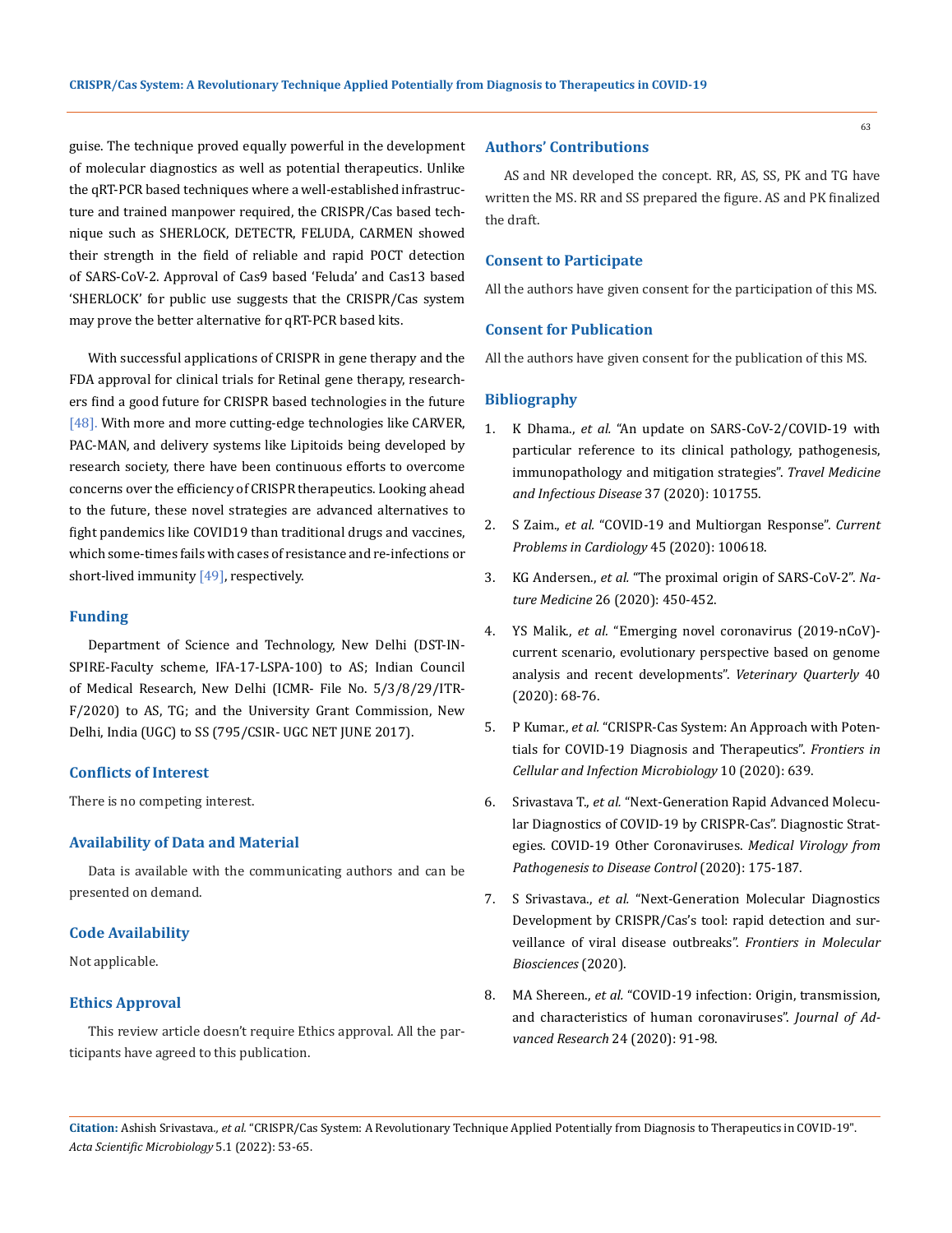guise. The technique proved equally powerful in the development of molecular diagnostics as well as potential therapeutics. Unlike the qRT-PCR based techniques where a well-established infrastructure and trained manpower required, the CRISPR/Cas based technique such as SHERLOCK, DETECTR, FELUDA, CARMEN showed their strength in the field of reliable and rapid POCT detection of SARS-CoV-2. Approval of Cas9 based 'Feluda' and Cas13 based 'SHERLOCK' for public use suggests that the CRISPR/Cas system may prove the better alternative for qRT-PCR based kits.

With successful applications of CRISPR in gene therapy and the FDA approval for clinical trials for Retinal gene therapy, researchers find a good future for CRISPR based technologies in the future [48]. With more and more cutting-edge technologies like CARVER, PAC-MAN, and delivery systems like Lipitoids being developed by research society, there have been continuous efforts to overcome concerns over the efficiency of CRISPR therapeutics. Looking ahead to the future, these novel strategies are advanced alternatives to fight pandemics like COVID19 than traditional drugs and vaccines, which some-times fails with cases of resistance and re-infections or short-lived immunity [49], respectively.

## Funding

Department of Science and Technology, New Delhi (DST-INSPIRE-Faculty scheme, IFA-17-LSPA-100) to AS; Indian Council of Medical Research, New Delhi (ICMR- File No. 5/3/8/29/ITR-F/2020) to AS, TG; and the University Grant Commission, New Delhi, India (UGC) to SS (795/CSIR- UGC NET JUNE 2017).

## Conflicts of Interest

There is no competing interest.

## Availability of Data and Material

Data is available with the communicating authors and can be presented on demand.

## Code Availability

Not applicable.

## Ethics Approval

This review article doesn't require Ethics approval. All the participants have agreed to this publication.

## Authors' Contributions

AS and NR developed the concept. RR, AS, SS, PK and TG have written the MS. RR and SS prepared the figure. AS and PK finalized the draft.

## Consent to Participate

All the authors have given consent for the participation of this MS.

## Consent for Publication

All the authors have given consent for the publication of this MS.

## Bibliography

1. K Dhama., *et al.* "An update on SARS-CoV-2/COVID-19 with particular reference to its clinical pathology, pathogenesis, immunopathology and mitigation strategies". *Travel Medicine and Infectious Disease* 37 (2020): 101755.
2. S Zaim., *et al.* "COVID-19 and Multiorgan Response". *Current Problems in Cardiology* 45 (2020): 100618.
3. KG Andersen., *et al.* "The proximal origin of SARS-CoV-2". *Nature Medicine* 26 (2020): 450-452.
4. YS Malik., *et al.* "Emerging novel coronavirus (2019-nCoV)-current scenario, evolutionary perspective based on genome analysis and recent developments". *Veterinary Quarterly* 40 (2020): 68-76.
5. P Kumar., *et al.* "CRISPR-Cas System: An Approach with Potentials for COVID-19 Diagnosis and Therapeutics". *Frontiers in Cellular and Infection Microbiology* 10 (2020): 639.
6. Srivastava T., *et al.* "Next-Generation Rapid Advanced Molecular Diagnostics of COVID-19 by CRISPR-Cas". Diagnostic Strategies. COVID-19 Other Coronaviruses. *Medical Virology from Pathogenesis to Disease Control* (2020): 175-187.
7. S Srivastava., *et al.* "Next-Generation Molecular Diagnostics Development by CRISPR/Cas's tool: rapid detection and surveillance of viral disease outbreaks". *Frontiers in Molecular Biosciences* (2020).
8. MA Shereen., *et al.* "COVID-19 infection: Origin, transmission, and characteristics of human coronaviruses". *Journal of Advanced Research* 24 (2020): 91-98.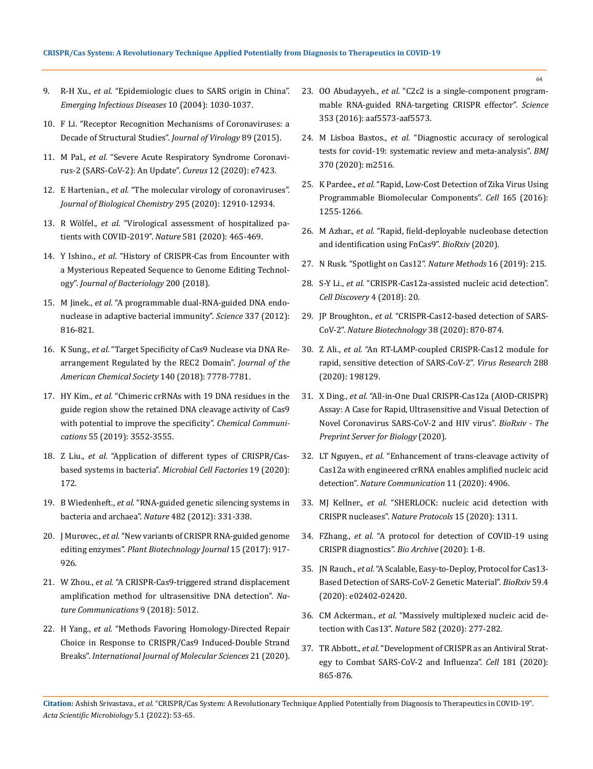9. R-H Xu., *et al.* "Epidemiologic clues to SARS origin in China". *Emerging Infectious Diseases* 10 (2004): 1030-1037.
10. F Li. "Receptor Recognition Mechanisms of Coronaviruses: a Decade of Structural Studies". *Journal of Virology* 89 (2015).
11. M Pal., *et al.* "Severe Acute Respiratory Syndrome Coronavirus-2 (SARS-CoV-2): An Update". *Cureus* 12 (2020): e7423.
12. E Hartenian., *et al.* "The molecular virology of coronaviruses". *Journal of Biological Chemistry* 295 (2020): 12910-12934.
13. R Wölfel., *et al.* "Virological assessment of hospitalized patients with COVID-2019". *Nature* 581 (2020): 465-469.
14. Y Ishino., *et al.* "History of CRISPR-Cas from Encounter with a Mysterious Repeated Sequence to Genome Editing Technology". *Journal of Bacteriology* 200 (2018).
15. M Jinek., *et al.* "A programmable dual-RNA-guided DNA endonuclease in adaptive bacterial immunity". *Science* 337 (2012): 816-821.
16. K Sung., *et al.* "Target Specificity of Cas9 Nuclease via DNA Rearrangement Regulated by the REC2 Domain". *Journal of the American Chemical Society* 140 (2018): 7778-7781.
17. HY Kim., *et al.* "Chimeric crRNAs with 19 DNA residues in the guide region show the retained DNA cleavage activity of Cas9 with potential to improve the specificity". *Chemical Communications* 55 (2019): 3552-3555.
18. Z Liu., *et al.* "Application of different types of CRISPR/Cas-based systems in bacteria". *Microbial Cell Factories* 19 (2020): 172.
19. B Wiedenheft., *et al.* "RNA-guided genetic silencing systems in bacteria and archaea". *Nature* 482 (2012): 331-338.
20. J Murovec., *et al.* "New variants of CRISPR RNA-guided genome editing enzymes". *Plant Biotechnology Journal* 15 (2017): 917-926.
21. W Zhou., *et al.* "A CRISPR-Cas9-triggered strand displacement amplification method for ultrasensitive DNA detection". *Nature Communications* 9 (2018): 5012.
22. H Yang., *et al.* "Methods Favoring Homology-Directed Repair Choice in Response to CRISPR/Cas9 Induced-Double Strand Breaks". *International Journal of Molecular Sciences* 21 (2020).
23. OO Abudayyeh., *et al.* "C2c2 is a single-component programmable RNA-guided RNA-targeting CRISPR effector". *Science* 353 (2016): aaf5573-aaf5573.
24. M Lisboa Bastos., *et al.* "Diagnostic accuracy of serological tests for covid-19: systematic review and meta-analysis". *BMJ* 370 (2020): m2516.
25. K Pardee., *et al.* "Rapid, Low-Cost Detection of Zika Virus Using Programmable Biomolecular Components". *Cell* 165 (2016): 1255-1266.
26. M Azhar., *et al.* "Rapid, field-deployable nucleobase detection and identification using FnCas9". *BioRxiv* (2020).
27. N Rusk. "Spotlight on Cas12". *Nature Methods* 16 (2019): 215.
28. S-Y Li., *et al.* "CRISPR-Cas12a-assisted nucleic acid detection". *Cell Discovery* 4 (2018): 20.
29. JP Broughton., *et al.* "CRISPR-Cas12-based detection of SARS-CoV-2". *Nature Biotechnology* 38 (2020): 870-874.
30. Z Ali., *et al.* "An RT-LAMP-coupled CRISPR-Cas12 module for rapid, sensitive detection of SARS-CoV-2". *Virus Research* 288 (2020): 198129.
31. X Ding., *et al.* "All-in-One Dual CRISPR-Cas12a (AIOD-CRISPR) Assay: A Case for Rapid, Ultrasensitive and Visual Detection of Novel Coronavirus SARS-CoV-2 and HIV virus". *BioRxiv - The Preprint Server for Biology* (2020).
32. LT Nguyen., *et al.* "Enhancement of trans-cleavage activity of Cas12a with engineered crRNA enables amplified nucleic acid detection". *Nature Communication* 11 (2020): 4906.
33. MJ Kellner., *et al.* "SHERLOCK: nucleic acid detection with CRISPR nucleases". *Nature Protocols* 15 (2020): 1311.
34. FZhang., *et al.* "A protocol for detection of COVID-19 using CRISPR diagnostics". *Bio Archive* (2020): 1-8.
35. JN Rauch., *et al.* "A Scalable, Easy-to-Deploy, Protocol for Cas13-Based Detection of SARS-CoV-2 Genetic Material". *BioRxiv* 59.4 (2020): e02402-02420.
36. CM Ackerman., *et al.* "Massively multiplexed nucleic acid detection with Cas13". *Nature* 582 (2020): 277-282.
37. TR Abbott., *et al.* "Development of CRISPR as an Antiviral Strategy to Combat SARS-CoV-2 and Influenza". *Cell* 181 (2020): 865-876.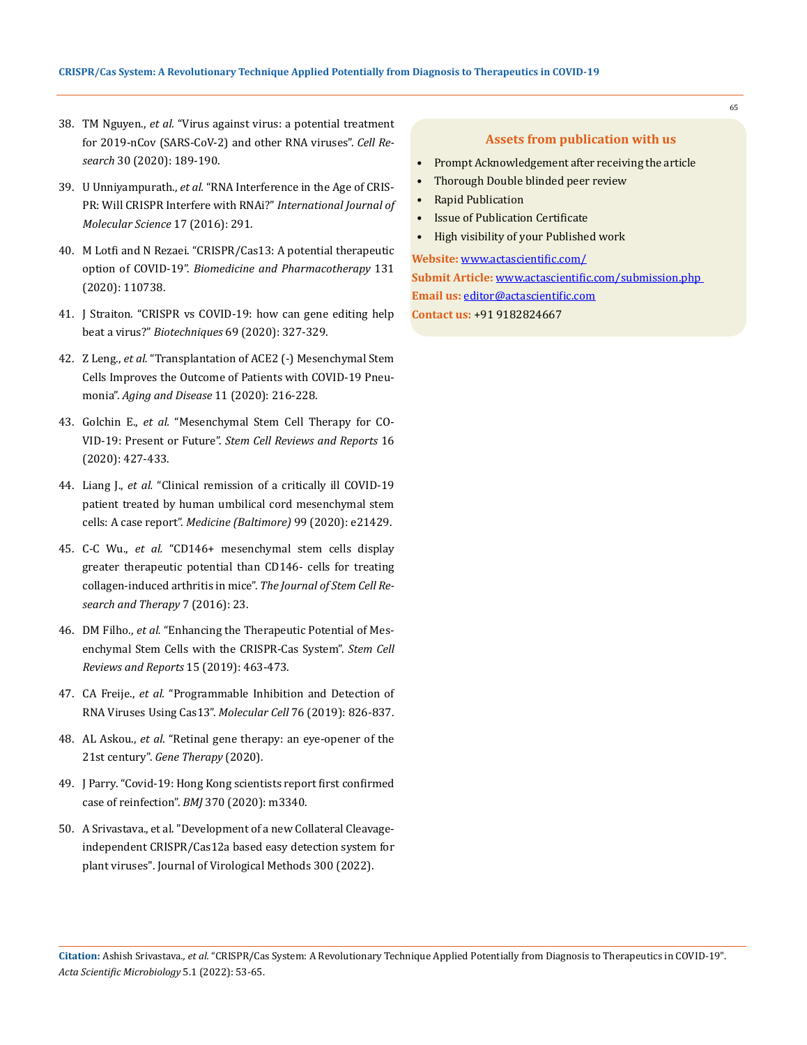38. TM Nguyen., *et al.* "Virus against virus: a potential treatment for 2019-nCov (SARS-CoV-2) and other RNA viruses". *Cell Research* 30 (2020): 189-190.
39. U Unniyampurath., *et al.* "RNA Interference in the Age of CRISPR: Will CRISPR Interfere with RNAi?" *International Journal of Molecular Science* 17 (2016): 291.
40. M Lotfi and N Rezaei. "CRISPR/Cas13: A potential therapeutic option of COVID-19". *Biomedicine and Pharmacotherapy* 131 (2020): 110738.
41. J Straiton. "CRISPR vs COVID-19: how can gene editing help beat a virus?" *Biotechniques* 69 (2020): 327-329.
42. Z Leng., *et al.* "Transplantation of ACE2 (-) Mesenchymal Stem Cells Improves the Outcome of Patients with COVID-19 Pneumonia". *Aging and Disease* 11 (2020): 216-228.
43. Golchin E., *et al.* "Mesenchymal Stem Cell Therapy for COVID-19: Present or Future". *Stem Cell Reviews and Reports* 16 (2020): 427-433.
44. Liang J., *et al.* "Clinical remission of a critically ill COVID-19 patient treated by human umbilical cord mesenchymal stem cells: A case report". *Medicine (Baltimore)* 99 (2020): e21429.
45. C-C Wu., *et al.* "CD146+ mesenchymal stem cells display greater therapeutic potential than CD146- cells for treating collagen-induced arthritis in mice". *The Journal of Stem Cell Research and Therapy* 7 (2016): 23.
46. DM Filho., *et al.* "Enhancing the Therapeutic Potential of Mesenchymal Stem Cells with the CRISPR-Cas System". *Stem Cell Reviews and Reports* 15 (2019): 463-473.
47. CA Freije., *et al.* "Programmable Inhibition and Detection of RNA Viruses Using Cas13". *Molecular Cell* 76 (2019): 826-837.
48. AL Askou., *et al.* "Retinal gene therapy: an eye-opener of the 21st century". *Gene Therapy* (2020).
49. J Parry. "Covid-19: Hong Kong scientists report first confirmed case of reinfection". *BMJ* 370 (2020): m3340.
50. A Srivastava., et al. "Development of a new Collateral Cleavage-independent CRISPR/Cas12a based easy detection system for plant viruses". Journal of Virological Methods 300 (2022).

### Assets from publication with us

- Prompt Acknowledgement after receiving the article
- Thorough Double blinded peer review
- Rapid Publication
- Issue of Publication Certificate
- High visibility of your Published work

**Website:** www.actascientific.com/
**Submit Article:** www.actascientific.com/submission.php
**Email us:** editor@actascientific.com
**Contact us:** +91 9182824667